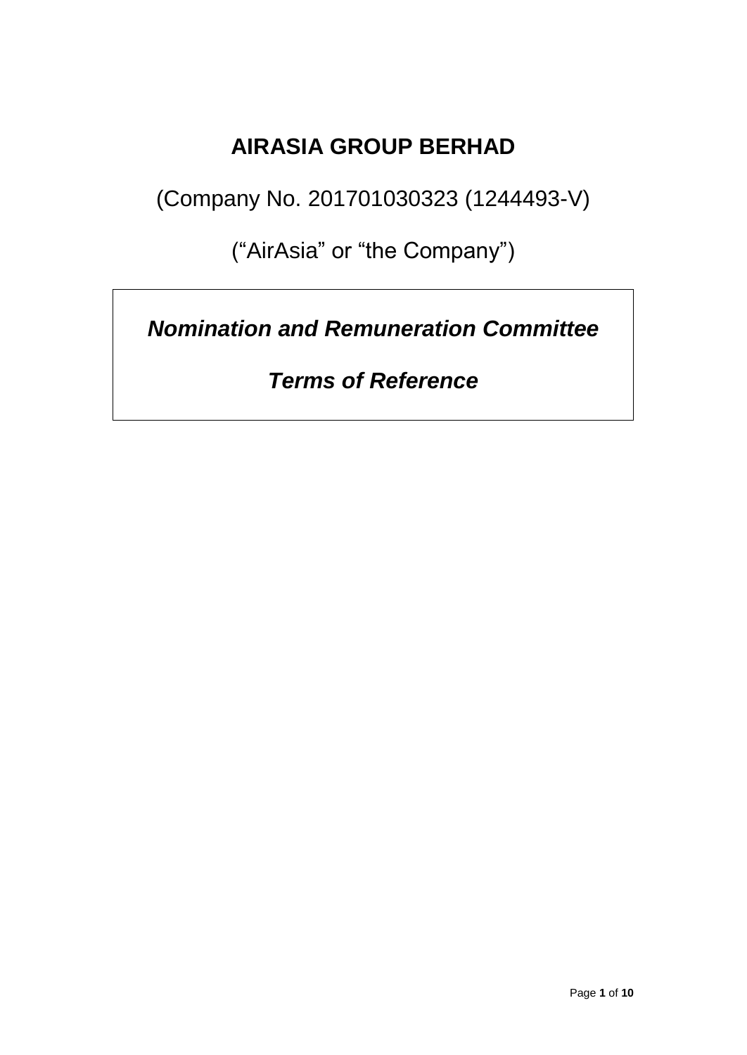# AIRASIA GROUP BERHAD

(Company No. 201701030323 (1244493-V)

("AirAsia" or "the Company")

***Nomination and Remuneration Committee***

***Terms of Reference***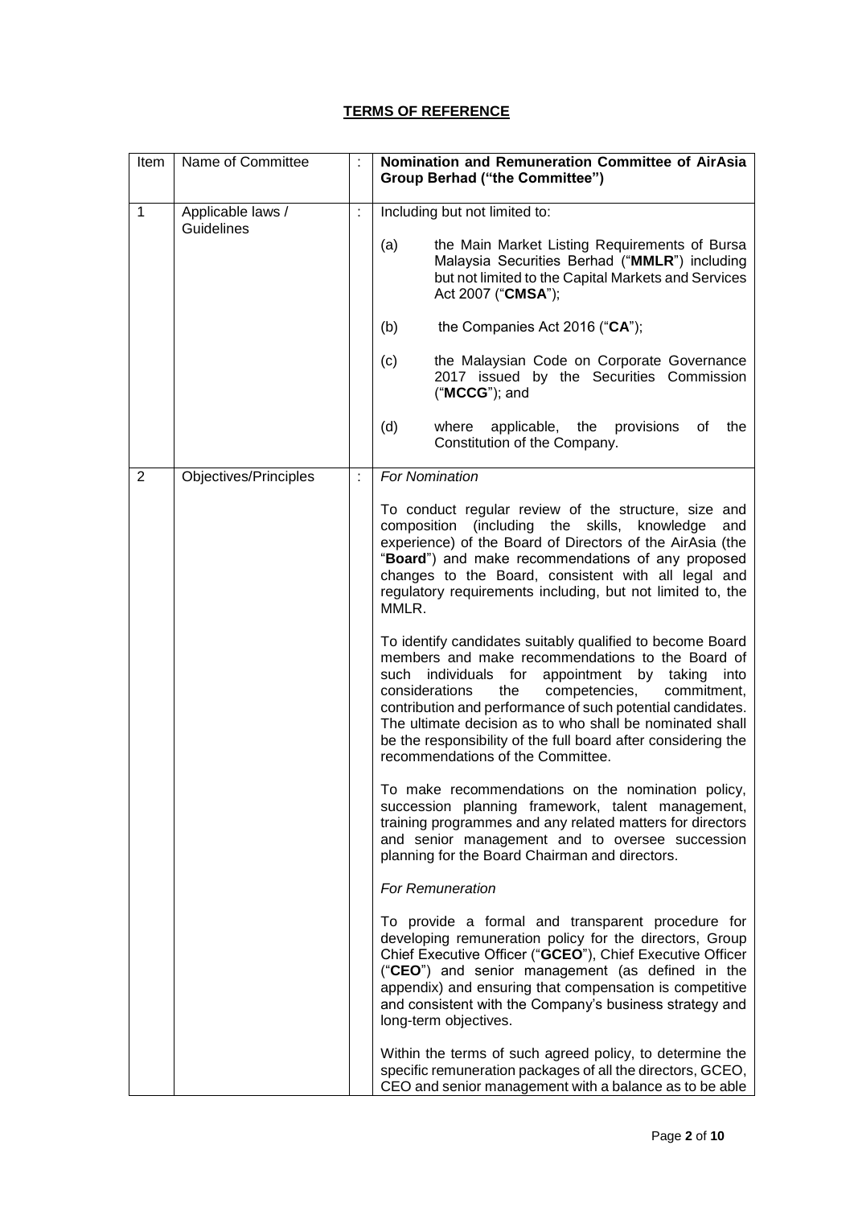## TERMS OF REFERENCE

| Item | Name of Committee | : | **Nomination and Remuneration Committee of AirAsia Group Berhad ("the Committee")** |
|---|---|---|---|
| 1 | Applicable laws / Guidelines | : | Including but not limited to:<br><br>(a) the Main Market Listing Requirements of Bursa Malaysia Securities Berhad ("**MMLR**") including but not limited to the Capital Markets and Services Act 2007 ("**CMSA**");<br><br>(b) the Companies Act 2016 ("**CA**");<br><br>(c) the Malaysian Code on Corporate Governance 2017 issued by the Securities Commission ("**MCCG**"); and<br><br>(d) where applicable, the provisions of the Constitution of the Company. |
| 2 | Objectives/Principles | : | *For Nomination*<br><br>To conduct regular review of the structure, size and composition (including the skills, knowledge and experience) of the Board of Directors of the AirAsia (the "**Board**") and make recommendations of any proposed changes to the Board, consistent with all legal and regulatory requirements including, but not limited to, the MMLR.<br><br>To identify candidates suitably qualified to become Board members and make recommendations to the Board of such individuals for appointment by taking into considerations the competencies, commitment, contribution and performance of such potential candidates. The ultimate decision as to who shall be nominated shall be the responsibility of the full board after considering the recommendations of the Committee.<br><br>To make recommendations on the nomination policy, succession planning framework, talent management, training programmes and any related matters for directors and senior management and to oversee succession planning for the Board Chairman and directors.<br><br>*For Remuneration*<br><br>To provide a formal and transparent procedure for developing remuneration policy for the directors, Group Chief Executive Officer ("**GCEO**"), Chief Executive Officer ("**CEO**") and senior management (as defined in the appendix) and ensuring that compensation is competitive and consistent with the Company's business strategy and long-term objectives.<br><br>Within the terms of such agreed policy, to determine the specific remuneration packages of all the directors, GCEO, CEO and senior management with a balance as to be able |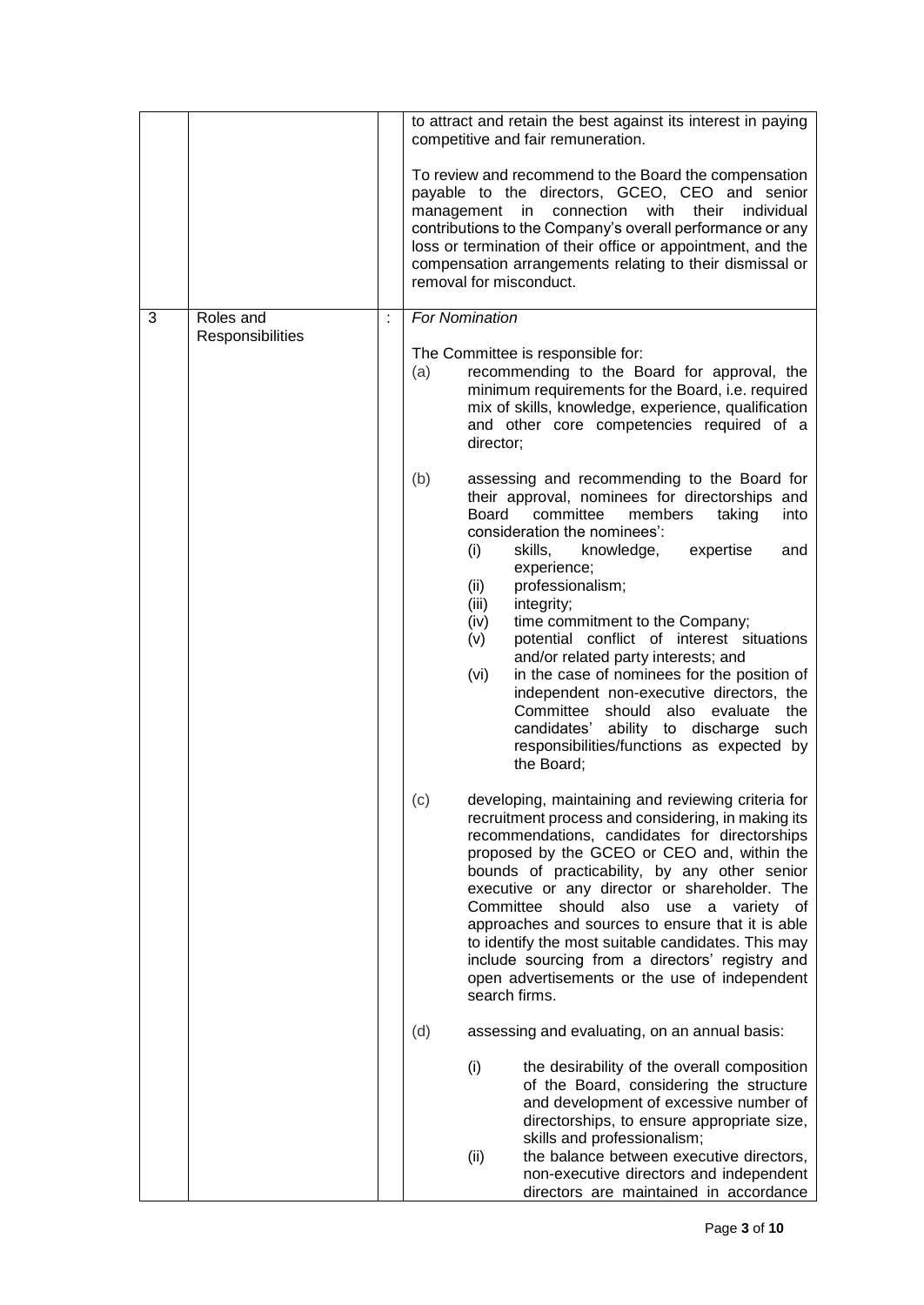| | | | |
|---|---|---|---|
| | | | to attract and retain the best against its interest in paying competitive and fair remuneration.<br><br>To review and recommend to the Board the compensation payable to the directors, GCEO, CEO and senior management in connection with their individual contributions to the Company's overall performance or any loss or termination of their office or appointment, and the compensation arrangements relating to their dismissal or removal for misconduct. |
| 3 | Roles and Responsibilities | : | *For Nomination*<br><br>The Committee is responsible for:<br>(a) recommending to the Board for approval, the minimum requirements for the Board, i.e. required mix of skills, knowledge, experience, qualification and other core competencies required of a director;<br><br>(b) assessing and recommending to the Board for their approval, nominees for directorships and Board committee members taking into consideration the nominees':<br>(i) skills, knowledge, expertise and experience;<br>(ii) professionalism;<br>(iii) integrity;<br>(iv) time commitment to the Company;<br>(v) potential conflict of interest situations and/or related party interests; and<br>(vi) in the case of nominees for the position of independent non-executive directors, the Committee should also evaluate the candidates' ability to discharge such responsibilities/functions as expected by the Board;<br><br>(c) developing, maintaining and reviewing criteria for recruitment process and considering, in making its recommendations, candidates for directorships proposed by the GCEO or CEO and, within the bounds of practicability, by any other senior executive or any director or shareholder. The Committee should also use a variety of approaches and sources to ensure that it is able to identify the most suitable candidates. This may include sourcing from a directors' registry and open advertisements or the use of independent search firms.<br><br>(d) assessing and evaluating, on an annual basis:<br><br>(i) the desirability of the overall composition of the Board, considering the structure and development of excessive number of directorships, to ensure appropriate size, skills and professionalism;<br>(ii) the balance between executive directors, non-executive directors and independent directors are maintained in accordance |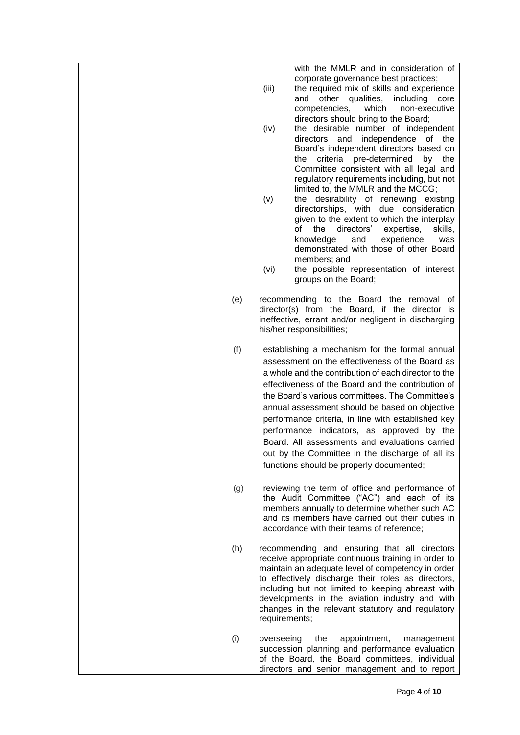with the MMLR and in consideration of corporate governance best practices;

(iii) the required mix of skills and experience and other qualities, including core competencies, which non-executive directors should bring to the Board;

(iv) the desirable number of independent directors and independence of the Board's independent directors based on the criteria pre-determined by the Committee consistent with all legal and regulatory requirements including, but not limited to, the MMLR and the MCCG;

(v) the desirability of renewing existing directorships, with due consideration given to the extent to which the interplay of the directors' expertise, skills, knowledge and experience was demonstrated with those of other Board members; and

(vi) the possible representation of interest groups on the Board;

(e) recommending to the Board the removal of director(s) from the Board, if the director is ineffective, errant and/or negligent in discharging his/her responsibilities;

(f) establishing a mechanism for the formal annual assessment on the effectiveness of the Board as a whole and the contribution of each director to the effectiveness of the Board and the contribution of the Board's various committees. The Committee's annual assessment should be based on objective performance criteria, in line with established key performance indicators, as approved by the Board. All assessments and evaluations carried out by the Committee in the discharge of all its functions should be properly documented;

(g) reviewing the term of office and performance of the Audit Committee ("AC") and each of its members annually to determine whether such AC and its members have carried out their duties in accordance with their teams of reference;

(h) recommending and ensuring that all directors receive appropriate continuous training in order to maintain an adequate level of competency in order to effectively discharge their roles as directors, including but not limited to keeping abreast with developments in the aviation industry and with changes in the relevant statutory and regulatory requirements;

(i) overseeing the appointment, management succession planning and performance evaluation of the Board, the Board committees, individual directors and senior management and to report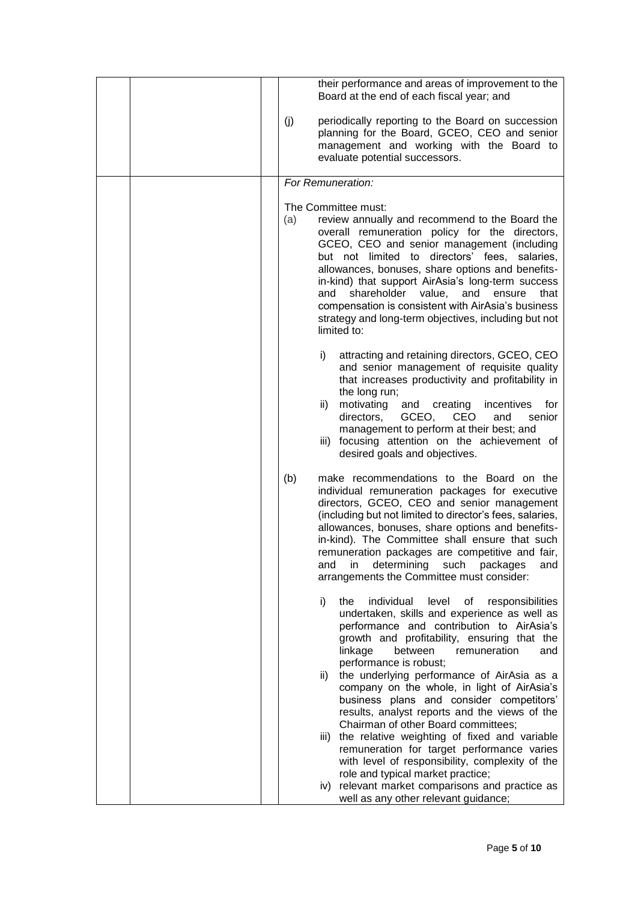|  |  |  |
|---|---|---|
|  |  | their performance and areas of improvement to the Board at the end of each fiscal year; and<br><br>(j) periodically reporting to the Board on succession planning for the Board, GCEO, CEO and senior management and working with the Board to evaluate potential successors. |
|  |  | *For Remuneration:*<br><br>The Committee must:<br><br>(a) review annually and recommend to the Board the overall remuneration policy for the directors, GCEO, CEO and senior management (including but not limited to directors' fees, salaries, allowances, bonuses, share options and benefits-in-kind) that support AirAsia's long-term success and shareholder value, and ensure that compensation is consistent with AirAsia's business strategy and long-term objectives, including but not limited to:<br><br>i) attracting and retaining directors, GCEO, CEO and senior management of requisite quality that increases productivity and profitability in the long run;<br>ii) motivating and creating incentives for directors, GCEO, CEO and senior management to perform at their best; and<br>iii) focusing attention on the achievement of desired goals and objectives.<br><br>(b) make recommendations to the Board on the individual remuneration packages for executive directors, GCEO, CEO and senior management (including but not limited to director's fees, salaries, allowances, bonuses, share options and benefits-in-kind). The Committee shall ensure that such remuneration packages are competitive and fair, and in determining such packages and arrangements the Committee must consider:<br><br>i) the individual level of responsibilities undertaken, skills and experience as well as performance and contribution to AirAsia's growth and profitability, ensuring that the linkage between remuneration and performance is robust;<br>ii) the underlying performance of AirAsia as a company on the whole, in light of AirAsia's business plans and consider competitors' results, analyst reports and the views of the Chairman of other Board committees;<br>iii) the relative weighting of fixed and variable remuneration for target performance varies with level of responsibility, complexity of the role and typical market practice;<br>iv) relevant market comparisons and practice as well as any other relevant guidance; |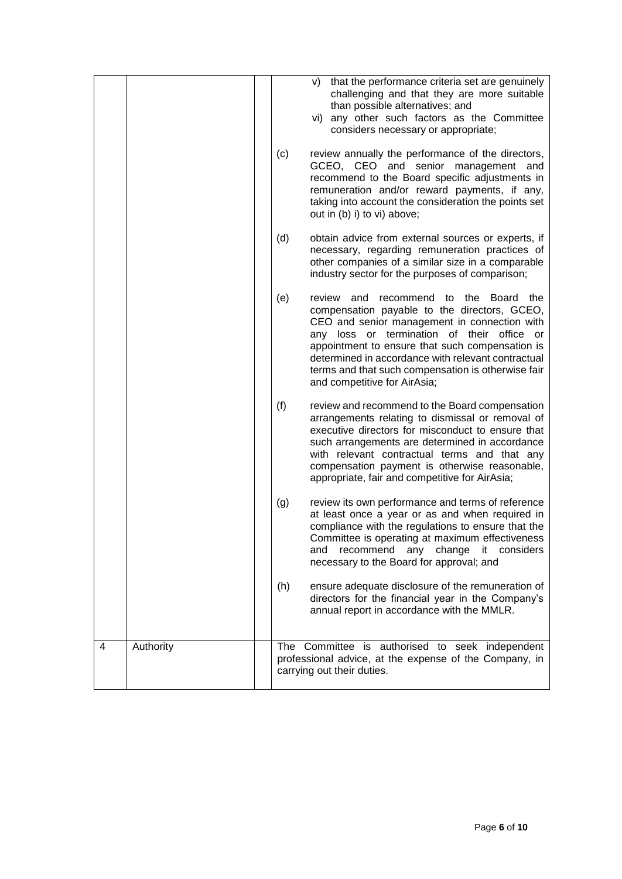| | | | |
|---|---|---|---|
| | | | v) that the performance criteria set are genuinely challenging and that they are more suitable than possible alternatives; and<br><br>vi) any other such factors as the Committee considers necessary or appropriate;<br><br>(c) review annually the performance of the directors, GCEO, CEO and senior management and recommend to the Board specific adjustments in remuneration and/or reward payments, if any, taking into account the consideration the points set out in (b) i) to vi) above;<br><br>(d) obtain advice from external sources or experts, if necessary, regarding remuneration practices of other companies of a similar size in a comparable industry sector for the purposes of comparison;<br><br>(e) review and recommend to the Board the compensation payable to the directors, GCEO, CEO and senior management in connection with any loss or termination of their office or appointment to ensure that such compensation is determined in accordance with relevant contractual terms and that such compensation is otherwise fair and competitive for AirAsia;<br><br>(f) review and recommend to the Board compensation arrangements relating to dismissal or removal of executive directors for misconduct to ensure that such arrangements are determined in accordance with relevant contractual terms and that any compensation payment is otherwise reasonable, appropriate, fair and competitive for AirAsia;<br><br>(g) review its own performance and terms of reference at least once a year or as and when required in compliance with the regulations to ensure that the Committee is operating at maximum effectiveness and recommend any change it considers necessary to the Board for approval; and<br><br>(h) ensure adequate disclosure of the remuneration of directors for the financial year in the Company's annual report in accordance with the MMLR. |
| 4 | Authority | | The Committee is authorised to seek independent professional advice, at the expense of the Company, in carrying out their duties. |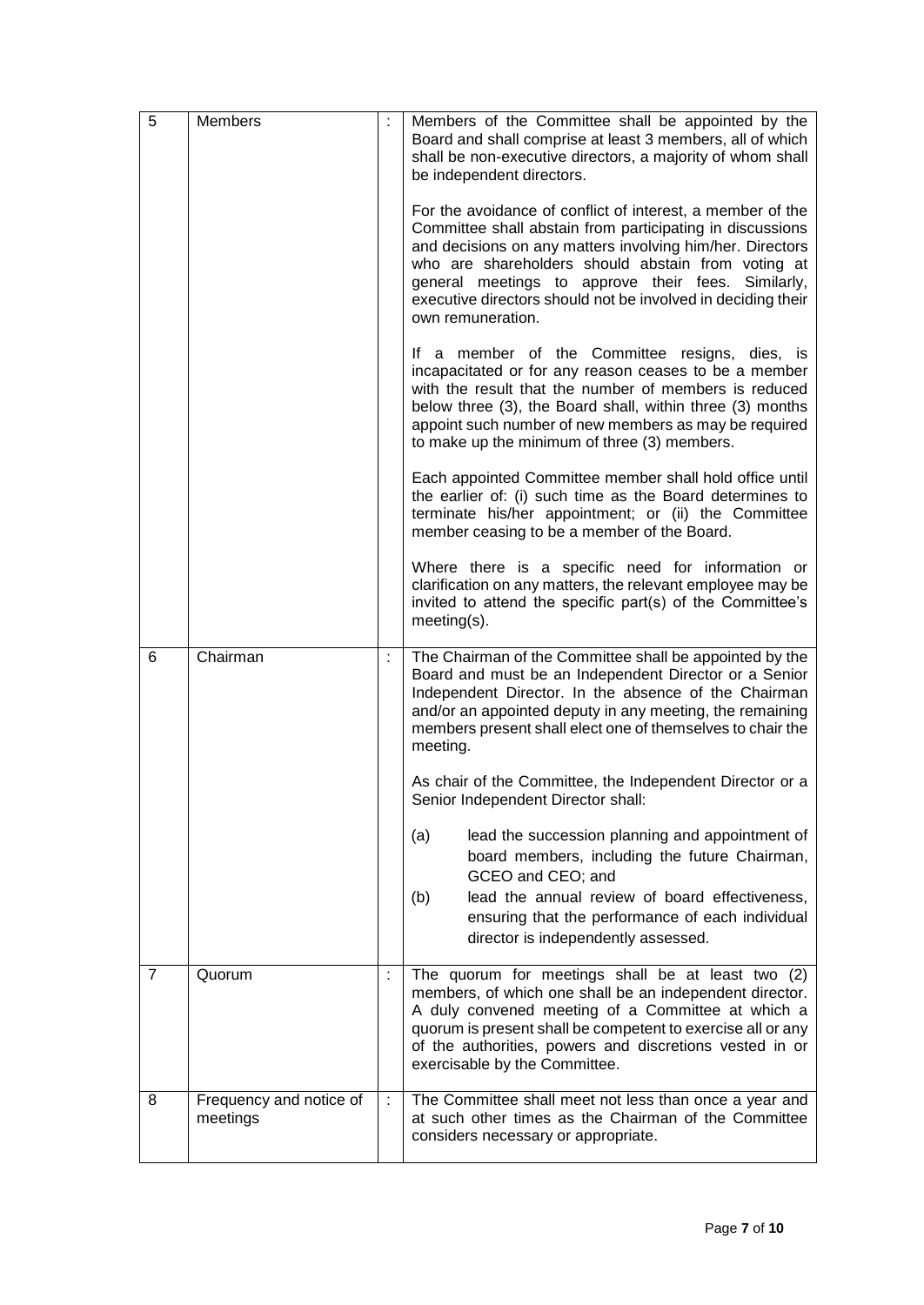| 5 | Members | : | Members of the Committee shall be appointed by the Board and shall comprise at least 3 members, all of which shall be non-executive directors, a majority of whom shall be independent directors.<br><br>For the avoidance of conflict of interest, a member of the Committee shall abstain from participating in discussions and decisions on any matters involving him/her. Directors who are shareholders should abstain from voting at general meetings to approve their fees. Similarly, executive directors should not be involved in deciding their own remuneration.<br><br>If a member of the Committee resigns, dies, is incapacitated or for any reason ceases to be a member with the result that the number of members is reduced below three (3), the Board shall, within three (3) months appoint such number of new members as may be required to make up the minimum of three (3) members.<br><br>Each appointed Committee member shall hold office until the earlier of: (i) such time as the Board determines to terminate his/her appointment; or (ii) the Committee member ceasing to be a member of the Board.<br><br>Where there is a specific need for information or clarification on any matters, the relevant employee may be invited to attend the specific part(s) of the Committee's meeting(s). |
|---|---|---|---|
| 6 | Chairman | : | The Chairman of the Committee shall be appointed by the Board and must be an Independent Director or a Senior Independent Director. In the absence of the Chairman and/or an appointed deputy in any meeting, the remaining members present shall elect one of themselves to chair the meeting.<br><br>As chair of the Committee, the Independent Director or a Senior Independent Director shall:<br><br>(a) lead the succession planning and appointment of board members, including the future Chairman, GCEO and CEO; and<br>(b) lead the annual review of board effectiveness, ensuring that the performance of each individual director is independently assessed. |
| 7 | Quorum | : | The quorum for meetings shall be at least two (2) members, of which one shall be an independent director. A duly convened meeting of a Committee at which a quorum is present shall be competent to exercise all or any of the authorities, powers and discretions vested in or exercisable by the Committee. |
| 8 | Frequency and notice of meetings | : | The Committee shall meet not less than once a year and at such other times as the Chairman of the Committee considers necessary or appropriate. |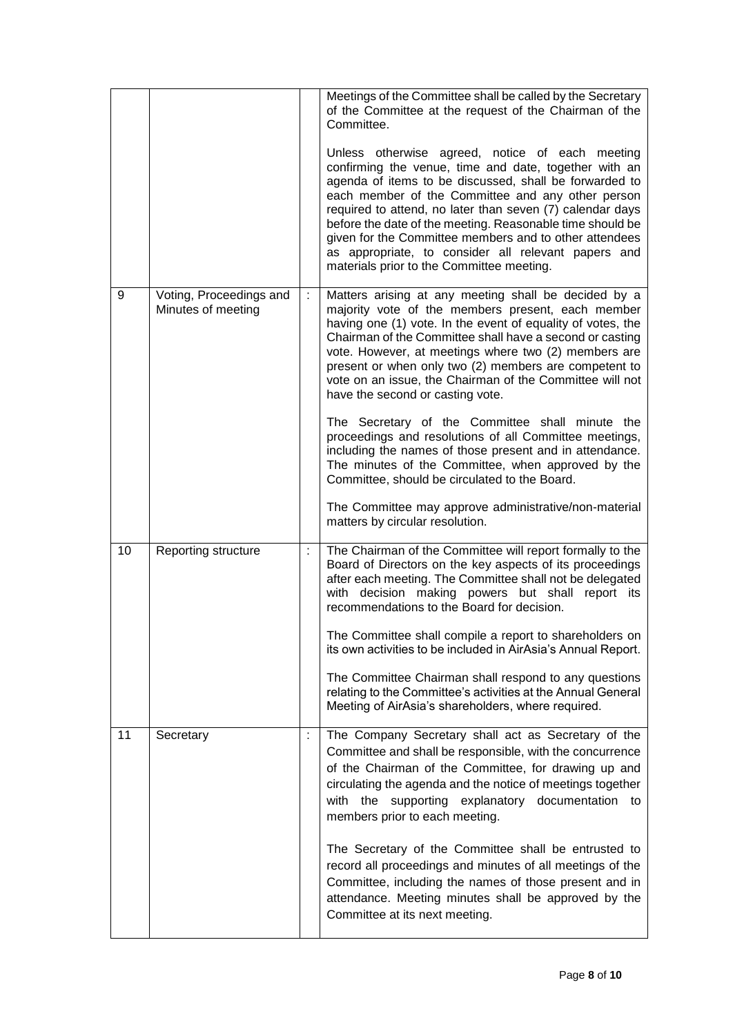| | | | |
|---|---|---|---|
| | | | Meetings of the Committee shall be called by the Secretary of the Committee at the request of the Chairman of the Committee.<br><br>Unless otherwise agreed, notice of each meeting confirming the venue, time and date, together with an agenda of items to be discussed, shall be forwarded to each member of the Committee and any other person required to attend, no later than seven (7) calendar days before the date of the meeting. Reasonable time should be given for the Committee members and to other attendees as appropriate, to consider all relevant papers and materials prior to the Committee meeting. |
| 9 | Voting, Proceedings and Minutes of meeting | : | Matters arising at any meeting shall be decided by a majority vote of the members present, each member having one (1) vote. In the event of equality of votes, the Chairman of the Committee shall have a second or casting vote. However, at meetings where two (2) members are present or when only two (2) members are competent to vote on an issue, the Chairman of the Committee will not have the second or casting vote.<br><br>The Secretary of the Committee shall minute the proceedings and resolutions of all Committee meetings, including the names of those present and in attendance. The minutes of the Committee, when approved by the Committee, should be circulated to the Board.<br><br>The Committee may approve administrative/non-material matters by circular resolution. |
| 10 | Reporting structure | : | The Chairman of the Committee will report formally to the Board of Directors on the key aspects of its proceedings after each meeting. The Committee shall not be delegated with decision making powers but shall report its recommendations to the Board for decision.<br><br>The Committee shall compile a report to shareholders on its own activities to be included in AirAsia's Annual Report.<br><br>The Committee Chairman shall respond to any questions relating to the Committee's activities at the Annual General Meeting of AirAsia's shareholders, where required. |
| 11 | Secretary | : | The Company Secretary shall act as Secretary of the Committee and shall be responsible, with the concurrence of the Chairman of the Committee, for drawing up and circulating the agenda and the notice of meetings together with the supporting explanatory documentation to members prior to each meeting.<br><br>The Secretary of the Committee shall be entrusted to record all proceedings and minutes of all meetings of the Committee, including the names of those present and in attendance. Meeting minutes shall be approved by the Committee at its next meeting. |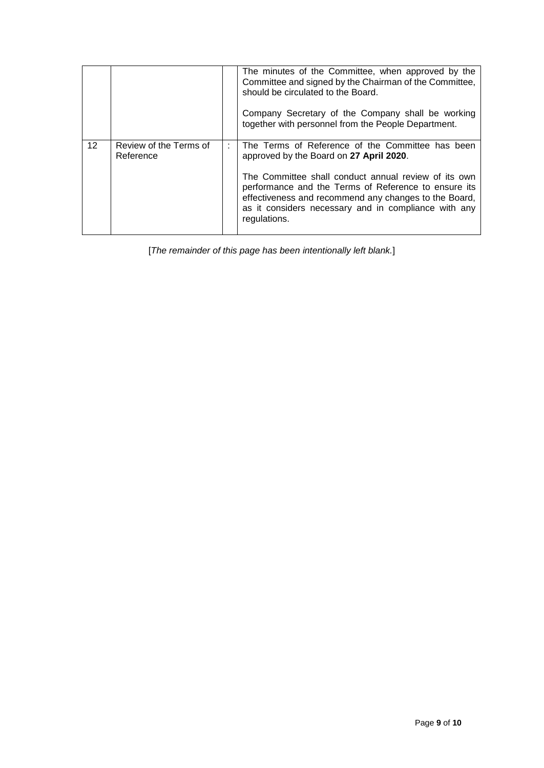| | | | |
|---|---|---|---|
| | | | The minutes of the Committee, when approved by the Committee and signed by the Chairman of the Committee, should be circulated to the Board.<br><br>Company Secretary of the Company shall be working together with personnel from the People Department. |
| 12 | Review of the Terms of Reference | : | The Terms of Reference of the Committee has been approved by the Board on **27 April 2020**.<br><br>The Committee shall conduct annual review of its own performance and the Terms of Reference to ensure its effectiveness and recommend any changes to the Board, as it considers necessary and in compliance with any regulations. |

[*The remainder of this page has been intentionally left blank.*]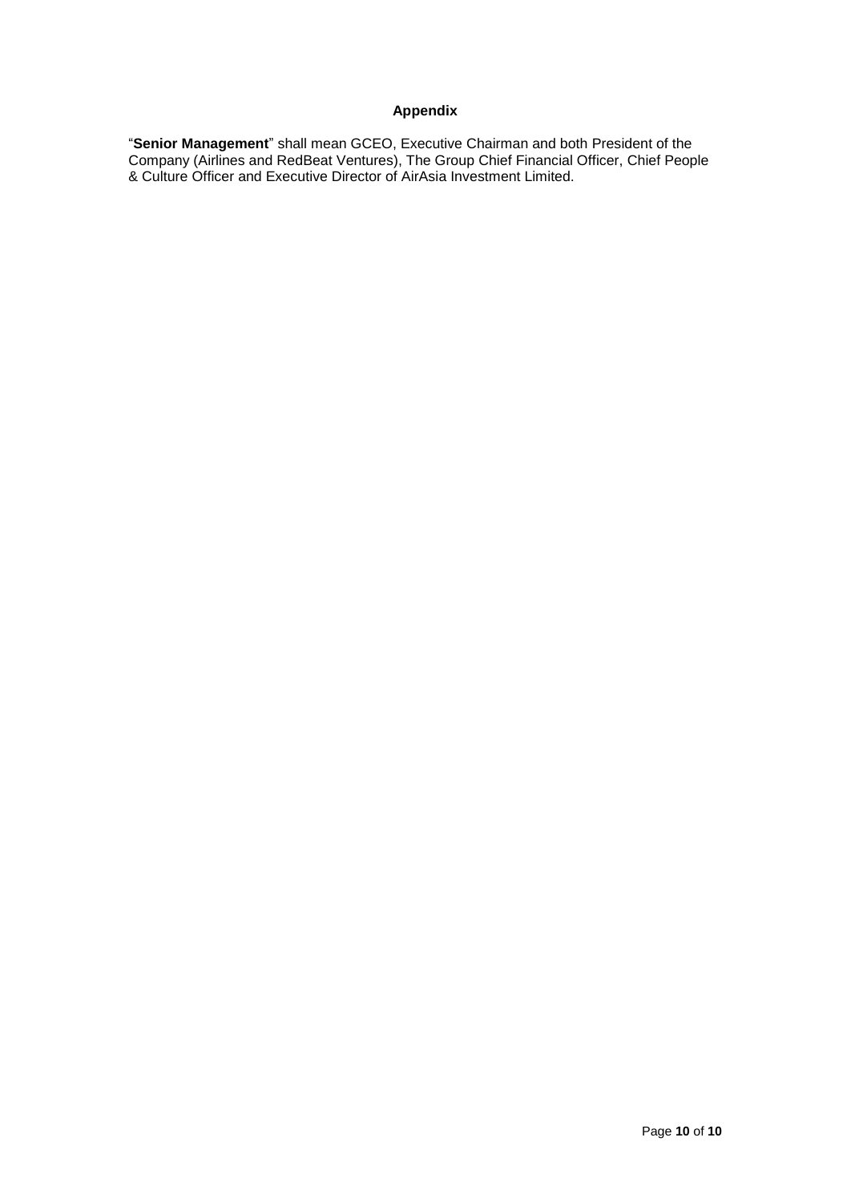## Appendix

"**Senior Management**" shall mean GCEO, Executive Chairman and both President of the Company (Airlines and RedBeat Ventures), The Group Chief Financial Officer, Chief People & Culture Officer and Executive Director of AirAsia Investment Limited.